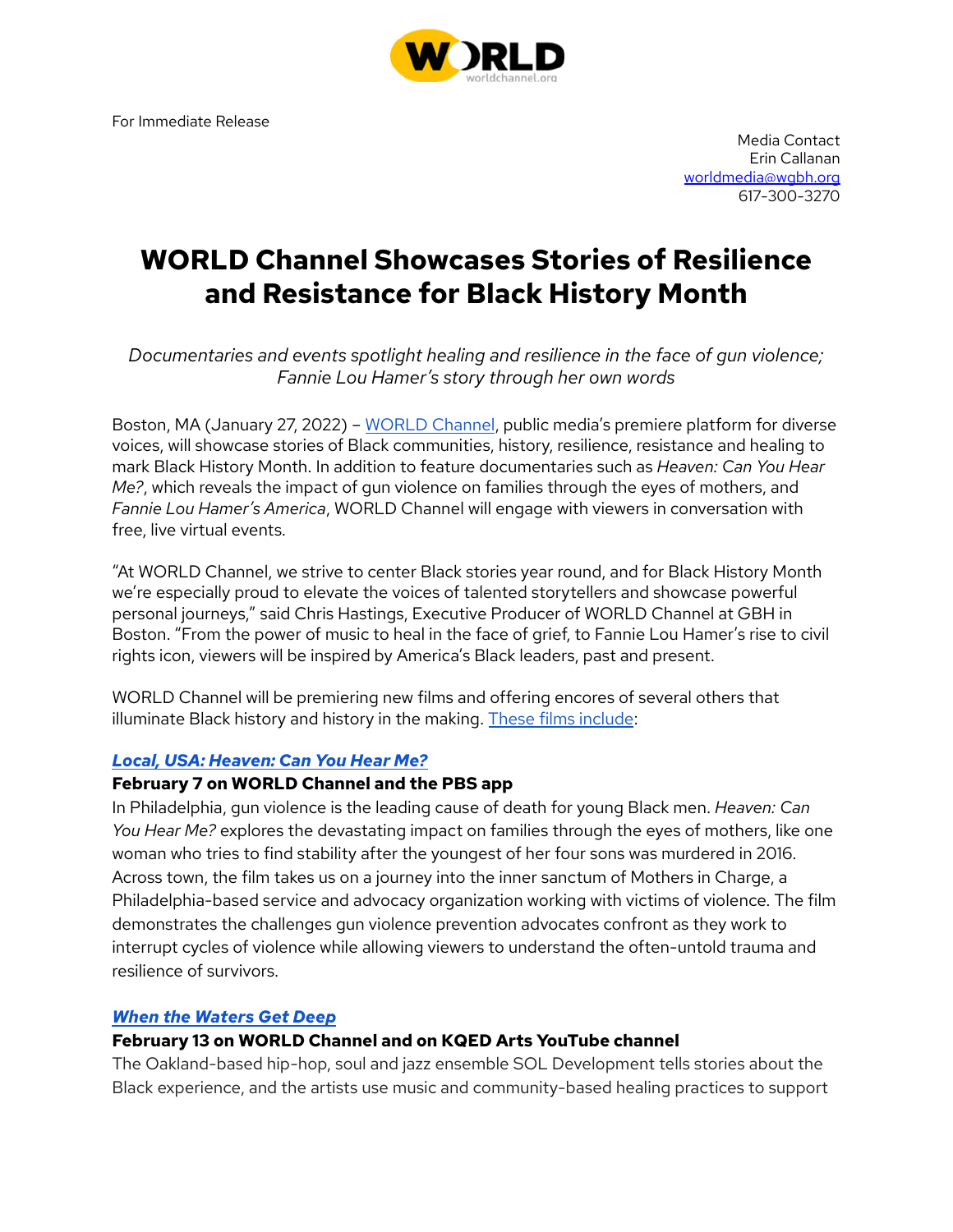For Immediate Release

Media Contact
Erin Callanan
worldmedia@wgbh.org
617-300-3270

# WORLD Channel Showcases Stories of Resilience and Resistance for Black History Month

*Documentaries and events spotlight healing and resilience in the face of gun violence; Fannie Lou Hamer's story through her own words*

Boston, MA (January 27, 2022) – WORLD Channel, public media's premiere platform for diverse voices, will showcase stories of Black communities, history, resilience, resistance and healing to mark Black History Month. In addition to feature documentaries such as *Heaven: Can You Hear Me?*, which reveals the impact of gun violence on families through the eyes of mothers, and *Fannie Lou Hamer's America*, WORLD Channel will engage with viewers in conversation with free, live virtual events.

"At WORLD Channel, we strive to center Black stories year round, and for Black History Month we're especially proud to elevate the voices of talented storytellers and showcase powerful personal journeys," said Chris Hastings, Executive Producer of WORLD Channel at GBH in Boston. "From the power of music to heal in the face of grief, to Fannie Lou Hamer's rise to civil rights icon, viewers will be inspired by America's Black leaders, past and present.

WORLD Channel will be premiering new films and offering encores of several others that illuminate Black history and history in the making. These films include:

### *Local, USA: Heaven: Can You Hear Me?*

**February 7 on WORLD Channel and the PBS app**

In Philadelphia, gun violence is the leading cause of death for young Black men. *Heaven: Can You Hear Me?* explores the devastating impact on families through the eyes of mothers, like one woman who tries to find stability after the youngest of her four sons was murdered in 2016. Across town, the film takes us on a journey into the inner sanctum of Mothers in Charge, a Philadelphia-based service and advocacy organization working with victims of violence. The film demonstrates the challenges gun violence prevention advocates confront as they work to interrupt cycles of violence while allowing viewers to understand the often-untold trauma and resilience of survivors.

### *When the Waters Get Deep*

**February 13 on WORLD Channel and on KQED Arts YouTube channel**

The Oakland-based hip-hop, soul and jazz ensemble SOL Development tells stories about the Black experience, and the artists use music and community-based healing practices to support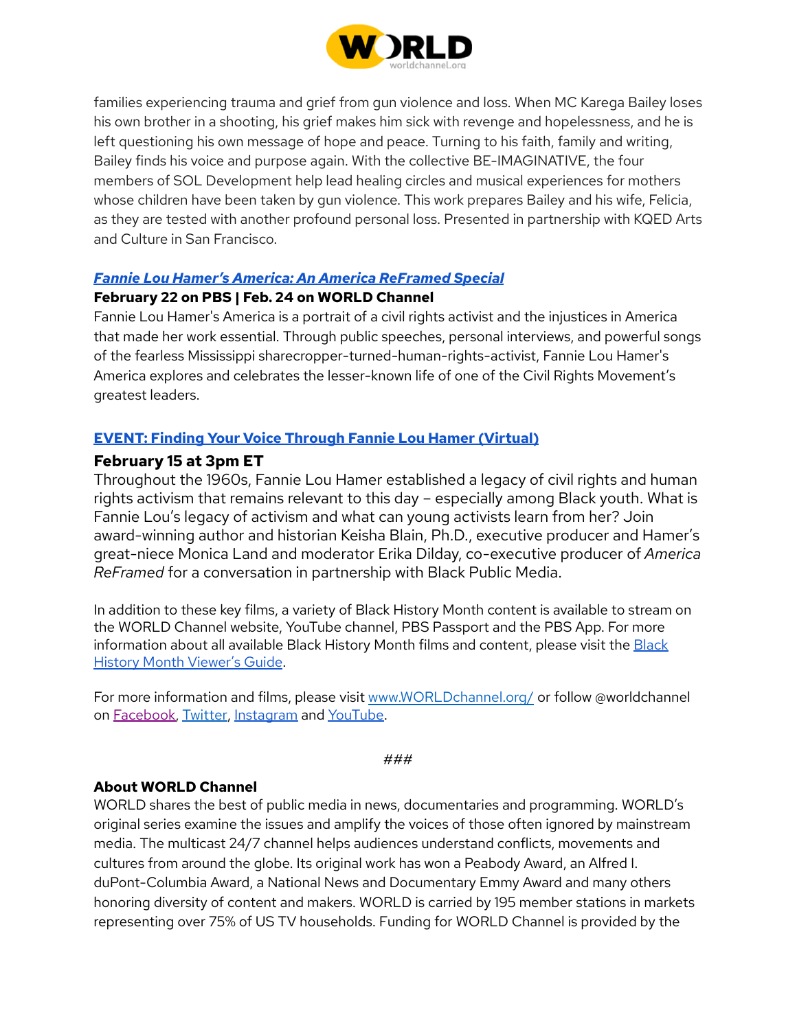families experiencing trauma and grief from gun violence and loss. When MC Karega Bailey loses his own brother in a shooting, his grief makes him sick with revenge and hopelessness, and he is left questioning his own message of hope and peace. Turning to his faith, family and writing, Bailey finds his voice and purpose again. With the collective BE-IMAGINATIVE, the four members of SOL Development help lead healing circles and musical experiences for mothers whose children have been taken by gun violence. This work prepares Bailey and his wife, Felicia, as they are tested with another profound personal loss. Presented in partnership with KQED Arts and Culture in San Francisco.

### *Fannie Lou Hamer's America: An America ReFramed Special*

**February 22 on PBS | Feb. 24 on WORLD Channel**

Fannie Lou Hamer's America is a portrait of a civil rights activist and the injustices in America that made her work essential. Through public speeches, personal interviews, and powerful songs of the fearless Mississippi sharecropper-turned-human-rights-activist, Fannie Lou Hamer's America explores and celebrates the lesser-known life of one of the Civil Rights Movement's greatest leaders.

### EVENT: Finding Your Voice Through Fannie Lou Hamer (Virtual)

**February 15 at 3pm ET**

Throughout the 1960s, Fannie Lou Hamer established a legacy of civil rights and human rights activism that remains relevant to this day – especially among Black youth. What is Fannie Lou's legacy of activism and what can young activists learn from her? Join award-winning author and historian Keisha Blain, Ph.D., executive producer and Hamer's great-niece Monica Land and moderator Erika Dilday, co-executive producer of *America ReFramed* for a conversation in partnership with Black Public Media.

In addition to these key films, a variety of Black History Month content is available to stream on the WORLD Channel website, YouTube channel, PBS Passport and the PBS App. For more information about all available Black History Month films and content, please visit the Black History Month Viewer's Guide.

For more information and films, please visit www.WORLDchannel.org/ or follow @worldchannel on Facebook, Twitter, Instagram and YouTube.

*###*

**About WORLD Channel**

WORLD shares the best of public media in news, documentaries and programming. WORLD's original series examine the issues and amplify the voices of those often ignored by mainstream media. The multicast 24/7 channel helps audiences understand conflicts, movements and cultures from around the globe. Its original work has won a Peabody Award, an Alfred I. duPont-Columbia Award, a National News and Documentary Emmy Award and many others honoring diversity of content and makers. WORLD is carried by 195 member stations in markets representing over 75% of US TV households. Funding for WORLD Channel is provided by the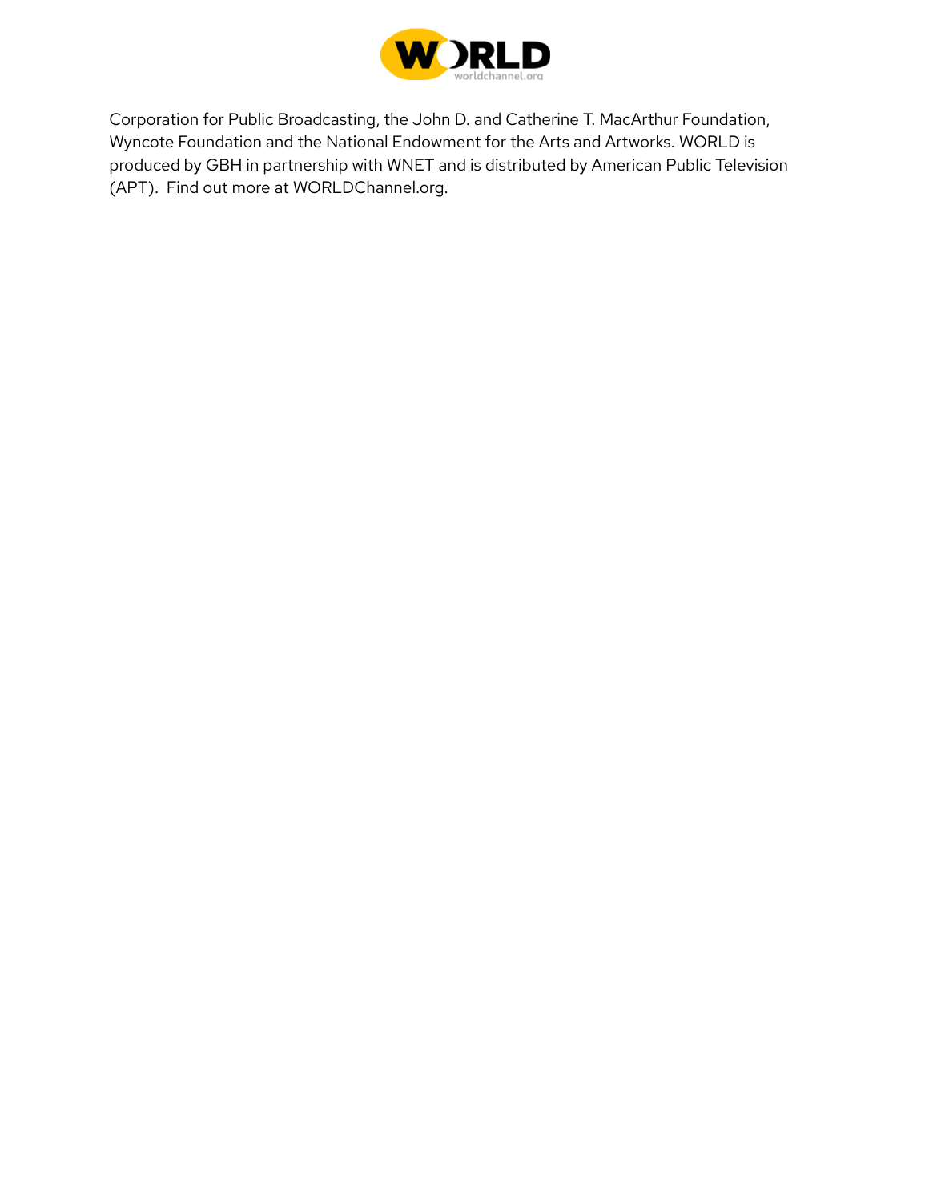Corporation for Public Broadcasting, the John D. and Catherine T. MacArthur Foundation, Wyncote Foundation and the National Endowment for the Arts and Artworks. WORLD is produced by GBH in partnership with WNET and is distributed by American Public Television (APT). Find out more at WORLDChannel.org.